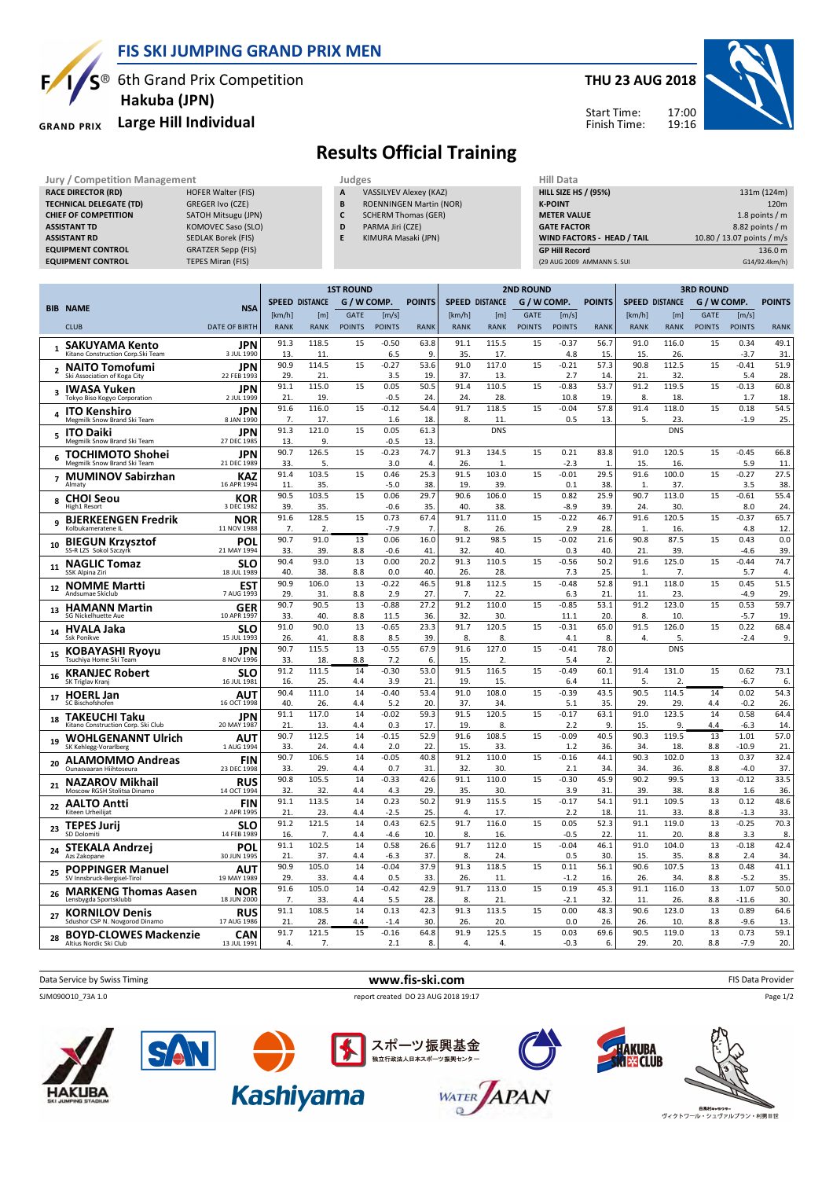# FIS SKI JUMPING GRAND PRIX MEN

6th Grand Prix Competition
**Hakuba (JPN)**
**Large Hill Individual**

**THU 23 AUG 2018**

Start Time: 17:00
Finish Time: 19:16

## Results Official Training

| Jury / Competition Management | |
|---|---|
| RACE DIRECTOR (RD) | HOFER Walter (FIS) |
| TECHNICAL DELEGATE (TD) | GREGER Ivo (CZE) |
| CHIEF OF COMPETITION | SATOH Mitsugu (JPN) |
| ASSISTANT TD | KOMOVEC Saso (SLO) |
| ASSISTANT RD | SEDLAK Borek (FIS) |
| EQUIPMENT CONTROL | GRATZER Sepp (FIS) |
| EQUIPMENT CONTROL | TEPES Miran (FIS) |

| Judges | |
|---|---|
| A | VASSILYEV Alexey (KAZ) |
| B | ROENNINGEN Martin (NOR) |
| C | SCHERM Thomas (GER) |
| D | PARMA Jiri (CZE) |
| E | KIMURA Masaki (JPN) |

| Hill Data | |
|---|---|
| HILL SIZE HS / (95%) | 131m (124m) |
| K-POINT | 120m |
| METER VALUE | 1.8 points / m |
| GATE FACTOR | 8.82 points / m |
| WIND FACTORS - HEAD / TAIL | 10.80 / 13.07 points / m/s |
| GP Hill Record | 136.0 m |
| (29 AUG 2009 AMMANN S. SUI | G14/92.4km/h) |

| BIB | NAME / CLUB | NSA / DATE OF BIRTH | 1ST ROUND SPEED [km/h] / RANK | DISTANCE [m] / RANK | GATE / POINTS | [m/s] / POINTS | POINTS / RANK | 2ND ROUND SPEED [km/h] / RANK | DISTANCE [m] / RANK | GATE / POINTS | [m/s] / POINTS | POINTS / RANK | 3RD ROUND SPEED [km/h] / RANK | DISTANCE [m] / RANK | GATE / POINTS | [m/s] / POINTS | POINTS / RANK |
|---|---|---|---|---|---|---|---|---|---|---|---|---|---|---|---|---|---|
| 1 | SAKUYAMA Kento<br>Kitano Construction Corp.Ski Team | JPN<br>3 JUL 1990 | 91.3<br>13. | 118.5<br>11. | 15 | -0.50<br>6.5 | 63.8<br>9. | 91.1<br>35. | 115.5<br>17. | 15 | -0.37<br>4.8 | 56.7<br>15. | 91.0<br>15. | 116.0<br>26. | 15 | 0.34<br>-3.7 | 49.1<br>31. |
| 2 | NAITO Tomofumi<br>Ski Association of Koga City | JPN<br>22 FEB 1993 | 90.9<br>29. | 114.5<br>21. | 15 | -0.27<br>3.5 | 53.6<br>19. | 91.0<br>37. | 117.0<br>13. | 15 | -0.21<br>2.7 | 57.3<br>14. | 90.8<br>21. | 112.5<br>32. | 15 | -0.41<br>5.4 | 51.9<br>28. |
| 3 | IWASA Yuken<br>Tokyo Biso Kogyo Corporation | JPN<br>2 JUL 1999 | 91.1<br>21. | 115.0<br>19. | 15 | 0.05<br>-0.5 | 50.5<br>24. | 91.4<br>24. | 110.5<br>28. | 15 | -0.83<br>10.8 | 53.7<br>19. | 91.2<br>8. | 119.5<br>18. | 15 | -0.13<br>1.7 | 60.8<br>18. |
| 4 | ITO Kenshiro<br>Megmilk Snow Brand Ski Team | JPN<br>8 JAN 1990 | 91.6<br>7. | 116.0<br>17. | 15 | -0.12<br>1.6 | 54.4<br>18. | 91.7<br>8. | 118.5<br>11. | 15 | -0.04<br>0.5 | 57.8<br>13. | 91.4<br>5. | 118.0<br>23. | 15 | 0.18<br>-1.9 | 54.5<br>25. |
| 5 | ITO Daiki<br>Megmilk Snow Brand Ski Team | JPN<br>27 DEC 1985 | 91.3<br>13. | 121.0<br>9. | 15 | 0.05<br>-0.5 | 61.3<br>13. | | DNS | | | | | DNS | | | |
| 6 | TOCHIMOTO Shohei<br>Megmilk Snow Brand Ski Team | JPN<br>21 DEC 1989 | 90.7<br>33. | 126.5<br>5. | 15 | -0.23<br>3.0 | 74.7<br>4. | 91.3<br>26. | 134.5<br>1. | 15 | 0.21<br>-2.3 | 83.8<br>1. | 91.0<br>15. | 120.5<br>16. | 15 | -0.45<br>5.9 | 66.8<br>11. |
| 7 | MUMINOV Sabirzhan<br>Almaty | KAZ<br>16 APR 1994 | 91.4<br>11. | 103.5<br>35. | 15 | 0.46<br>-5.0 | 25.3<br>38. | 91.5<br>19. | 103.0<br>39. | 15 | -0.01<br>0.1 | 29.5<br>38. | 91.6<br>1. | 100.0<br>37. | 15 | -0.27<br>3.5 | 27.5<br>38. |
| 8 | CHOI Seou<br>High1 Resort | KOR<br>3 DEC 1982 | 90.5<br>39. | 103.5<br>35. | 15 | 0.06<br>-0.6 | 29.7<br>35. | 90.6<br>40. | 106.0<br>38. | 15 | 0.82<br>-8.9 | 25.9<br>39. | 90.7<br>24. | 113.0<br>30. | 15 | -0.61<br>8.0 | 55.4<br>24. |
| 9 | BJERKEENGEN Fredrik<br>Kolbukameratene IL | NOR<br>11 NOV 1988 | 91.6<br>7. | 128.5<br>2. | 15 | 0.73<br>-7.9 | 67.4<br>7. | 91.7<br>8. | 111.0<br>26. | 15 | -0.22<br>2.9 | 46.7<br>28. | 91.6<br>1. | 120.5<br>16. | 15 | -0.37<br>4.8 | 65.7<br>12. |
| 10 | BIEGUN Krzysztof<br>SS-R LZS Sokol Szczyrk | POL<br>21 MAY 1994 | 90.7<br>33. | 91.0<br>39. | 13<br>8.8 | 0.06<br>-0.6 | 16.0<br>41. | 91.2<br>32. | 98.5<br>40. | 15 | -0.02<br>0.3 | 21.6<br>40. | 90.8<br>21. | 87.5<br>39. | 15 | 0.43<br>-4.6 | 0.0<br>39. |
| 11 | NAGLIC Tomaz<br>SSK Alpina Ziri | SLO<br>18 JUL 1989 | 90.4<br>40. | 93.0<br>38. | 13<br>8.8 | 0.00<br>0.0 | 20.2<br>40. | 91.3<br>26. | 110.5<br>28. | 15 | -0.56<br>7.3 | 50.2<br>25. | 91.6<br>1. | 125.0<br>7. | 15 | -0.44<br>5.7 | 74.7<br>4. |
| 12 | NOMME Martti<br>Andsumae Skiclub | EST<br>7 AUG 1993 | 90.9<br>29. | 106.0<br>31. | 13<br>8.8 | -0.22<br>2.9 | 46.5<br>27. | 91.8<br>7. | 112.5<br>22. | 15 | -0.48<br>6.3 | 52.8<br>21. | 91.1<br>11. | 118.0<br>23. | 15 | 0.45<br>-4.9 | 51.5<br>29. |
| 13 | HAMANN Martin<br>SG Nickelhuette Aue | GER<br>10 APR 1997 | 90.7<br>33. | 90.5<br>40. | 13<br>8.8 | -0.88<br>11.5 | 27.2<br>36. | 91.2<br>32. | 110.0<br>30. | 15 | -0.85<br>11.1 | 53.1<br>20. | 91.2<br>8. | 123.0<br>10. | 15 | 0.53<br>-5.7 | 59.7<br>19. |
| 14 | HVALA Jaka<br>Ssk Ponikve | SLO<br>15 JUL 1993 | 91.0<br>26. | 90.0<br>41. | 13<br>8.8 | -0.65<br>8.5 | 23.3<br>39. | 91.7<br>8. | 120.5<br>8. | 15 | -0.31<br>4.1 | 65.0<br>8. | 91.5<br>4. | 126.0<br>5. | 15 | 0.22<br>-2.4 | 68.4<br>9. |
| 15 | KOBAYASHI Ryoyu<br>Tsuchiya Home Ski Team | JPN<br>8 NOV 1996 | 90.7<br>33. | 115.5<br>18. | 13<br>8.8 | -0.55<br>7.2 | 67.9<br>6. | 91.6<br>15. | 127.0<br>2. | 15 | -0.41<br>5.4 | 78.0<br>2. | | DNS | | | |
| 16 | KRANJEC Robert<br>SK Triglav Kranj | SLO<br>16 JUL 1981 | 91.2<br>16. | 111.5<br>25. | 14<br>4.4 | -0.30<br>3.9 | 53.0<br>21. | 91.5<br>19. | 116.5<br>15. | 15 | -0.49<br>6.4 | 60.1<br>11. | 91.4<br>5. | 131.0<br>2. | 15 | 0.62<br>-6.7 | 73.1<br>6. |
| 17 | HOERL Jan<br>SC Bischofshofen | AUT<br>16 OCT 1998 | 90.4<br>40. | 111.0<br>26. | 14<br>4.4 | -0.40<br>5.2 | 53.4<br>20. | 91.0<br>37. | 108.0<br>34. | 15 | -0.39<br>5.1 | 43.5<br>35. | 90.5<br>29. | 114.5<br>29. | 14<br>4.4 | 0.02<br>-0.2 | 54.3<br>26. |
| 18 | TAKEUCHI Taku<br>Kitano Construction Corp. Ski Club | JPN<br>20 MAY 1987 | 91.1<br>21. | 117.0<br>13. | 14<br>4.4 | -0.02<br>0.3 | 59.3<br>17. | 91.5<br>19. | 120.5<br>8. | 15 | -0.17<br>2.2 | 63.1<br>9. | 91.0<br>15. | 123.5<br>9. | 14<br>4.4 | 0.58<br>-6.3 | 64.4<br>14. |
| 19 | WOHLGENANNT Ulrich<br>SK Kehlegg-Vorarlberg | AUT<br>1 AUG 1994 | 90.7<br>33. | 112.5<br>24. | 14<br>4.4 | -0.15<br>2.0 | 52.9<br>22. | 91.6<br>15. | 108.5<br>33. | 15 | -0.09<br>1.2 | 40.5<br>36. | 90.3<br>34. | 119.5<br>18. | 13<br>8.8 | 1.01<br>-10.9 | 57.0<br>21. |
| 20 | ALAMOMMO Andreas<br>Ounasvaaran Hiihtoseura | FIN<br>23 DEC 1998 | 90.7<br>33. | 106.5<br>29. | 14<br>4.4 | -0.05<br>0.7 | 40.8<br>31. | 91.2<br>32. | 110.0<br>30. | 15 | -0.16<br>2.1 | 44.1<br>34. | 90.3<br>34. | 102.0<br>36. | 13<br>8.8 | 0.37<br>-4.0 | 32.4<br>37. |
| 21 | NAZAROV Mikhail<br>Moscow RGSH Stolitsa Dinamo | RUS<br>14 OCT 1994 | 90.8<br>32. | 105.5<br>32. | 14<br>4.4 | -0.33<br>4.3 | 42.6<br>29. | 91.1<br>35. | 110.0<br>30. | 15 | -0.30<br>3.9 | 45.9<br>31. | 90.2<br>39. | 99.5<br>38. | 13<br>8.8 | -0.12<br>1.6 | 33.5<br>36. |
| 22 | AALTO Antti<br>Kiteen Urheilijat | FIN<br>2 APR 1995 | 91.1<br>21. | 113.5<br>23. | 14<br>4.4 | 0.23<br>-2.5 | 50.2<br>25. | 91.9<br>4. | 115.5<br>17. | 15 | -0.17<br>2.2 | 56.1<br>18. | 91.1<br>11. | 109.5<br>33. | 13<br>8.8 | 0.12<br>-1.3 | 48.6<br>33. |
| 23 | TEPES Jurij<br>SD Dolomiti | SLO<br>14 FEB 1989 | 91.2<br>16. | 121.5<br>7. | 14<br>4.4 | 0.43<br>-4.6 | 62.5<br>10. | 91.7<br>8. | 116.0<br>16. | 15 | 0.05<br>-0.5 | 52.3<br>22. | 91.1<br>11. | 119.0<br>20. | 13<br>8.8 | -0.25<br>3.3 | 70.3<br>8. |
| 24 | STEKALA Andrzej<br>Azs Zakopane | POL<br>30 JUN 1995 | 91.1<br>21. | 102.5<br>37. | 14<br>4.4 | 0.58<br>-6.3 | 26.6<br>37. | 91.7<br>8. | 112.0<br>24. | 15 | -0.04<br>0.5 | 46.1<br>30. | 91.0<br>15. | 104.0<br>35. | 13<br>8.8 | -0.18<br>2.4 | 42.4<br>34. |
| 25 | POPPINGER Manuel<br>SV Innsbruck-Bergisel-Tirol | AUT<br>19 MAY 1989 | 90.9<br>29. | 105.0<br>33. | 14<br>4.4 | -0.04<br>0.5 | 37.9<br>33. | 91.3<br>26. | 118.5<br>11. | 15 | 0.11<br>-1.2 | 56.1<br>16. | 90.6<br>26. | 107.5<br>34. | 13<br>8.8 | 0.48<br>-5.2 | 41.1<br>35. |
| 26 | MARKENG Thomas Aasen<br>Lensbygda Sportsklubb | NOR<br>18 JUN 2000 | 91.6<br>7. | 105.0<br>33. | 14<br>4.4 | -0.42<br>5.5 | 42.9<br>28. | 91.7<br>8. | 113.0<br>21. | 15 | 0.19<br>-2.1 | 45.3<br>32. | 91.1<br>11. | 116.0<br>26. | 13<br>8.8 | 1.07<br>-11.6 | 50.0<br>30. |
| 27 | KORNILOV Denis<br>Sdushor CSP N. Novgorod Dinamo | RUS<br>17 AUG 1986 | 91.1<br>21. | 108.5<br>28. | 14<br>4.4 | 0.13<br>-1.4 | 42.3<br>30. | 91.3<br>26. | 113.5<br>20. | 15 | 0.00<br>0.0 | 48.3<br>26. | 90.6<br>26. | 123.0<br>10. | 13<br>8.8 | 0.89<br>-9.6 | 64.6<br>13. |
| 28 | BOYD-CLOWES Mackenzie<br>Altius Nordic Ski Club | CAN<br>13 JUL 1991 | 91.7<br>4. | 121.5<br>7. | 15 | -0.16<br>2.1 | 64.8<br>8. | 91.9<br>4. | 125.5<br>4. | 15 | 0.03<br>-0.3 | 69.6<br>6. | 90.5<br>29. | 119.0<br>20. | 13<br>8.8 | 0.73<br>-7.9 | 59.1<br>20. |

Data Service by Swiss Timing — www.fis-ski.com — FIS Data Provider

SJM090O10_73A 1.0 — report created DO 23 AUG 2018 19:17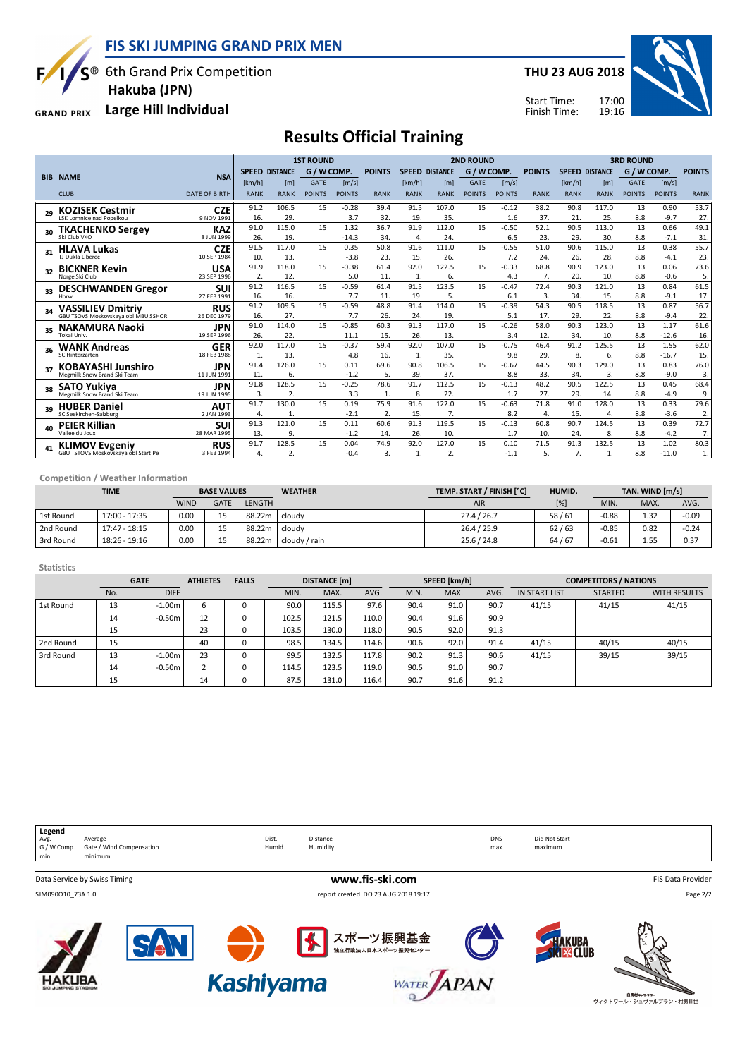# FIS SKI JUMPING GRAND PRIX MEN

6th Grand Prix Competition
**Hakuba (JPN)**
**Large Hill Individual**

**THU 23 AUG 2018**

Start Time: 17:00
Finish Time: 19:16

## Results Official Training

| BIB | NAME / CLUB | NSA / DATE OF BIRTH | 1ST ROUND SPEED [km/h] / RANK | DISTANCE [m] / RANK | GATE / POINTS | WIND [m/s] / POINTS | POINTS / RANK | 2ND ROUND SPEED [km/h] / RANK | DISTANCE [m] / RANK | GATE / POINTS | WIND [m/s] / POINTS | POINTS / RANK | 3RD ROUND SPEED [km/h] / RANK | DISTANCE [m] / RANK | GATE / POINTS | WIND [m/s] / POINTS | POINTS / RANK |
|---|---|---|---|---|---|---|---|---|---|---|---|---|---|---|---|---|---|
| 29 | KOZISEK Cestmir / LSK Lomnice nad Popelkou | CZE / 9 NOV 1991 | 91.2 / 16. | 106.5 / 29. | 15 | -0.28 / 3.7 | 39.4 / 32. | 91.5 / 19. | 107.0 / 35. | 15 | -0.12 / 1.6 | 38.2 / 37. | 90.8 / 21. | 117.0 / 25. | 13 / 8.8 | 0.90 / -9.7 | 53.7 / 27. |
| 30 | TKACHENKO Sergey / Ski Club VKO | KAZ / 8 JUN 1999 | 91.0 / 26. | 115.0 / 19. | 15 | 1.32 / -14.3 | 36.7 / 34. | 91.9 / 4. | 112.0 / 24. | 15 | -0.50 / 6.5 | 52.1 / 23. | 90.5 / 29. | 113.0 / 30. | 13 / 8.8 | 0.66 / -7.1 | 49.1 / 31. |
| 31 | HLAVA Lukas / TJ Dukla Liberec | CZE / 10 SEP 1984 | 91.5 / 10. | 117.0 / 13. | 15 | 0.35 / -3.8 | 50.8 / 23. | 91.6 / 15. | 111.0 / 26. | 15 | -0.55 / 7.2 | 51.0 / 24. | 90.6 / 26. | 115.0 / 28. | 13 / 8.8 | 0.38 / -4.1 | 55.7 / 23. |
| 32 | BICKNER Kevin / Norge Ski Club | USA / 23 SEP 1996 | 91.9 / 2. | 118.0 / 12. | 15 | -0.38 / 5.0 | 61.4 / 11. | 92.0 / 1. | 122.5 / 6. | 15 | -0.33 / 4.3 | 68.8 / 7. | 90.9 / 20. | 123.0 / 10. | 13 / 8.8 | 0.06 / -0.6 | 73.6 / 5. |
| 33 | DESCHWANDEN Gregor / Horw | SUI / 27 FEB 1991 | 91.2 / 16. | 116.5 / 16. | 15 | -0.59 / 7.7 | 61.4 / 11. | 91.5 / 19. | 123.5 / 5. | 15 | -0.47 / 6.1 | 72.4 / 3. | 90.3 / 34. | 121.0 / 15. | 13 / 8.8 | 0.84 / -9.1 | 61.5 / 17. |
| 34 | VASSILIEV Dmitriy / GBU TSOVS Moskovskaya obl MBU SSHOR | RUS / 26 DEC 1979 | 91.2 / 16. | 109.5 / 27. | 15 | -0.59 / 7.7 | 48.8 / 26. | 91.4 / 24. | 114.0 / 19. | 15 | -0.39 / 5.1 | 54.3 / 17. | 90.5 / 29. | 118.5 / 22. | 13 / 8.8 | 0.87 / -9.4 | 56.7 / 22. |
| 35 | NAKAMURA Naoki / Tokai Univ. | JPN / 19 SEP 1996 | 91.0 / 26. | 114.0 / 22. | 15 | -0.85 / 11.1 | 60.3 / 15. | 91.3 / 26. | 117.0 / 13. | 15 | -0.26 / 3.4 | 58.0 / 12. | 90.3 / 34. | 123.0 / 10. | 13 / 8.8 | 1.17 / -12.6 | 61.6 / 16. |
| 36 | WANK Andreas / SC Hinterzarten | GER / 18 FEB 1988 | 92.0 / 1. | 117.0 / 13. | 15 | -0.37 / 4.8 | 59.4 / 16. | 92.0 / 1. | 107.0 / 35. | 15 | -0.75 / 9.8 | 46.4 / 29. | 91.2 / 8. | 125.5 / 6. | 13 / 8.8 | 1.55 / -16.7 | 62.0 / 15. |
| 37 | KOBAYASHI Junshiro / Megmilk Snow Brand Ski Team | JPN / 11 JUN 1991 | 91.4 / 11. | 126.0 / 6. | 15 | 0.11 / -1.2 | 69.6 / 5. | 90.8 / 39. | 106.5 / 37. | 15 | -0.67 / 8.8 | 44.5 / 33. | 90.3 / 34. | 129.0 / 3. | 13 / 8.8 | 0.83 / -9.0 | 76.0 / 3. |
| 38 | SATO Yukiya / Megmilk Snow Brand Ski Team | JPN / 19 JUN 1995 | 91.8 / 3. | 128.5 / 2. | 15 | -0.25 / 3.3 | 78.6 / 1. | 91.7 / 8. | 112.5 / 22. | 15 | -0.13 / 1.7 | 48.2 / 27. | 90.5 / 29. | 122.5 / 14. | 13 / 8.8 | 0.45 / -4.9 | 68.4 / 9. |
| 39 | HUBER Daniel / SC Seekirchen-Salzburg | AUT / 2 JAN 1993 | 91.7 / 4. | 130.0 / 1. | 15 | 0.19 / -2.1 | 75.9 / 2. | 91.6 / 15. | 122.0 / 7. | 15 | -0.63 / 8.2 | 71.8 / 4. | 91.0 / 15. | 128.0 / 4. | 13 / 8.8 | 0.33 / -3.6 | 79.6 / 2. |
| 40 | PEIER Killian / Vallee du Joux | SUI / 28 MAR 1995 | 91.3 / 13. | 121.0 / 9. | 15 | 0.11 / -1.2 | 60.6 / 14. | 91.3 / 26. | 119.5 / 10. | 15 | -0.13 / 1.7 | 60.8 / 10. | 90.7 / 24. | 124.5 / 8. | 13 / 8.8 | 0.39 / -4.2 | 72.7 / 7. |
| 41 | KLIMOV Evgeniy / GBU TSTOVS Moskovskaya obl Start Pe | RUS / 3 FEB 1994 | 91.7 / 4. | 128.5 / 2. | 15 | 0.04 / -0.4 | 74.9 / 3. | 92.0 / 1. | 127.0 / 2. | 15 | 0.10 / -1.1 | 71.5 / 5. | 91.3 / 7. | 132.5 / 1. | 13 / 8.8 | 1.02 / -11.0 | 80.3 / 1. |

### Competition / Weather Information

| | TIME | BASE VALUES WIND | GATE | LENGTH | WEATHER | TEMP. START / FINISH [°C] AIR | HUMID. [%] | TAN. WIND [m/s] MIN. | MAX. | AVG. |
|---|---|---|---|---|---|---|---|---|---|---|
| 1st Round | 17:00 - 17:35 | 0.00 | 15 | 88.22m | cloudy | 27.4 / 26.7 | 58 / 61 | -0.88 | 1.32 | -0.09 |
| 2nd Round | 17:47 - 18:15 | 0.00 | 15 | 88.22m | cloudy | 26.4 / 25.9 | 62 / 63 | -0.85 | 0.82 | -0.24 |
| 3rd Round | 18:26 - 19:16 | 0.00 | 15 | 88.22m | cloudy / rain | 25.6 / 24.8 | 64 / 67 | -0.61 | 1.55 | 0.37 |

### Statistics

| | GATE No. | DIFF | ATHLETES | FALLS | DISTANCE [m] MIN. | MAX. | AVG. | SPEED [km/h] MIN. | MAX. | AVG. | IN START LIST | STARTED | WITH RESULTS |
|---|---|---|---|---|---|---|---|---|---|---|---|---|---|
| 1st Round | 13 | -1.00m | 6 | 0 | 90.0 | 115.5 | 97.6 | 90.4 | 91.0 | 90.7 | 41/15 | 41/15 | 41/15 |
| | 14 | -0.50m | 12 | 0 | 102.5 | 121.5 | 110.0 | 90.4 | 91.6 | 90.9 | | | |
| | 15 | | 23 | 0 | 103.5 | 130.0 | 118.0 | 90.5 | 92.0 | 91.3 | | | |
| 2nd Round | 15 | | 40 | 0 | 98.5 | 134.5 | 114.6 | 90.6 | 92.0 | 91.4 | 41/15 | 40/15 | 40/15 |
| 3rd Round | 13 | -1.00m | 23 | 0 | 99.5 | 132.5 | 117.8 | 90.2 | 91.3 | 90.6 | 41/15 | 39/15 | 39/15 |
| | 14 | -0.50m | 2 | 0 | 114.5 | 123.5 | 119.0 | 90.5 | 91.0 | 90.7 | | | |
| | 15 | | 14 | 0 | 87.5 | 131.0 | 116.4 | 90.7 | 91.6 | 91.2 | | | |

**Legend**

| | | | | | |
|---|---|---|---|---|---|
| Avg. | Average | Dist. | Distance | DNS | Did Not Start |
| G / W Comp. | Gate / Wind Compensation | Humid. | Humidity | max. | maximum |
| min. | minimum | | | | |

Data Service by Swiss Timing — www.fis-ski.com — FIS Data Provider

SJM090O10_73A 1.0 — report created DO 23 AUG 2018 19:17